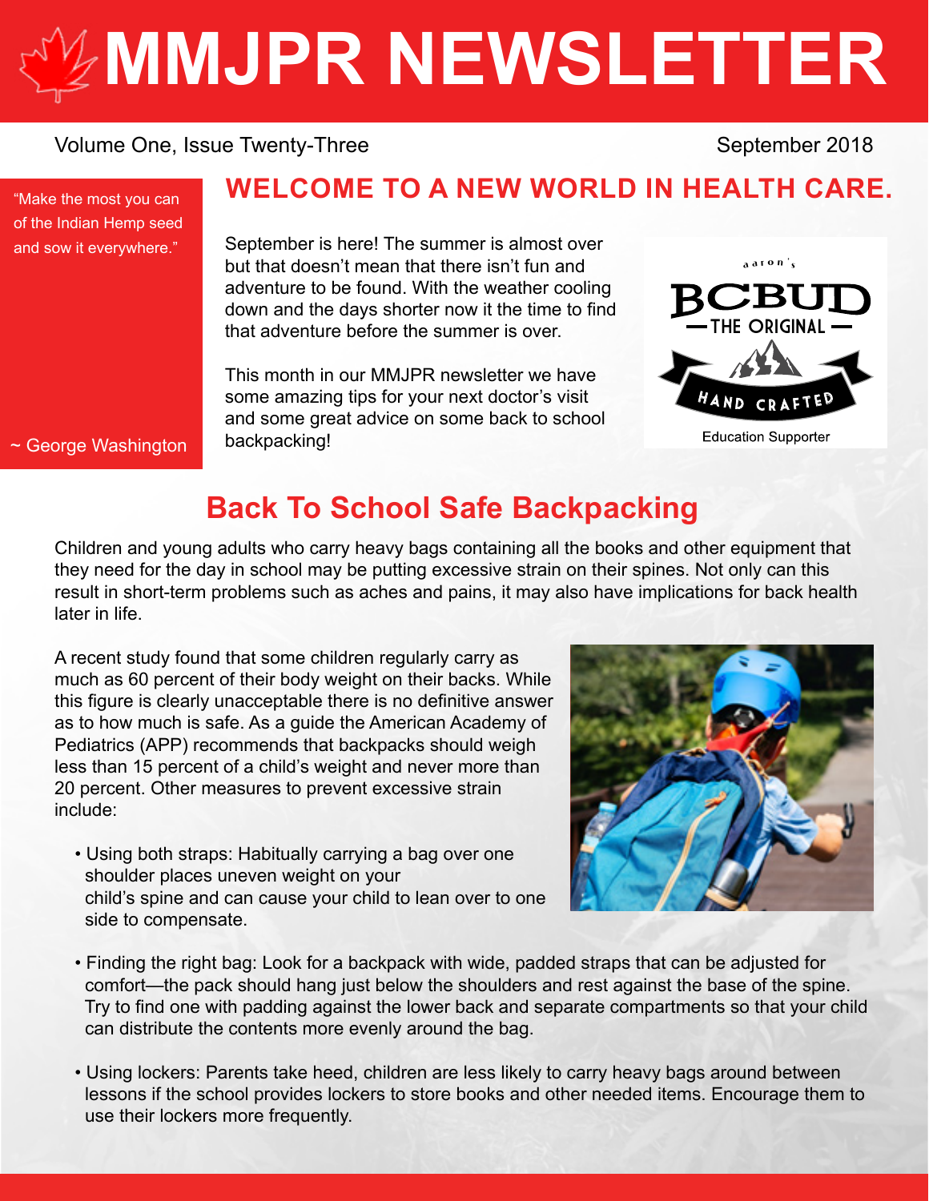# MMJPR NEWSLETTER

Volume One, Issue Twenty-Three

September 2018

"Make the most you can of the Indian Hemp seed and sow it everywhere."

~ George Washington

## WELCOME TO A NEW WORLD IN HEALTH CARE.

September is here! The summer is almost over but that doesn't mean that there isn't fun and adventure to be found. With the weather cooling down and the days shorter now it the time to find that adventure before the summer is over.

This month in our MMJPR newsletter we have some amazing tips for your next doctor's visit and some great advice on some back to school backpacking!

aaron's BCBUD — THE ORIGINAL — HAND CRAFTED

Education Supporter

## Back To School Safe Backpacking

Children and young adults who carry heavy bags containing all the books and other equipment that they need for the day in school may be putting excessive strain on their spines. Not only can this result in short-term problems such as aches and pains, it may also have implications for back health later in life.

A recent study found that some children regularly carry as much as 60 percent of their body weight on their backs. While this figure is clearly unacceptable there is no definitive answer as to how much is safe. As a guide the American Academy of Pediatrics (APP) recommends that backpacks should weigh less than 15 percent of a child's weight and never more than 20 percent. Other measures to prevent excessive strain include:

- Using both straps: Habitually carrying a bag over one shoulder places uneven weight on your child's spine and can cause your child to lean over to one side to compensate.
- Finding the right bag: Look for a backpack with wide, padded straps that can be adjusted for comfort—the pack should hang just below the shoulders and rest against the base of the spine. Try to find one with padding against the lower back and separate compartments so that your child can distribute the contents more evenly around the bag.
- Using lockers: Parents take heed, children are less likely to carry heavy bags around between lessons if the school provides lockers to store books and other needed items. Encourage them to use their lockers more frequently.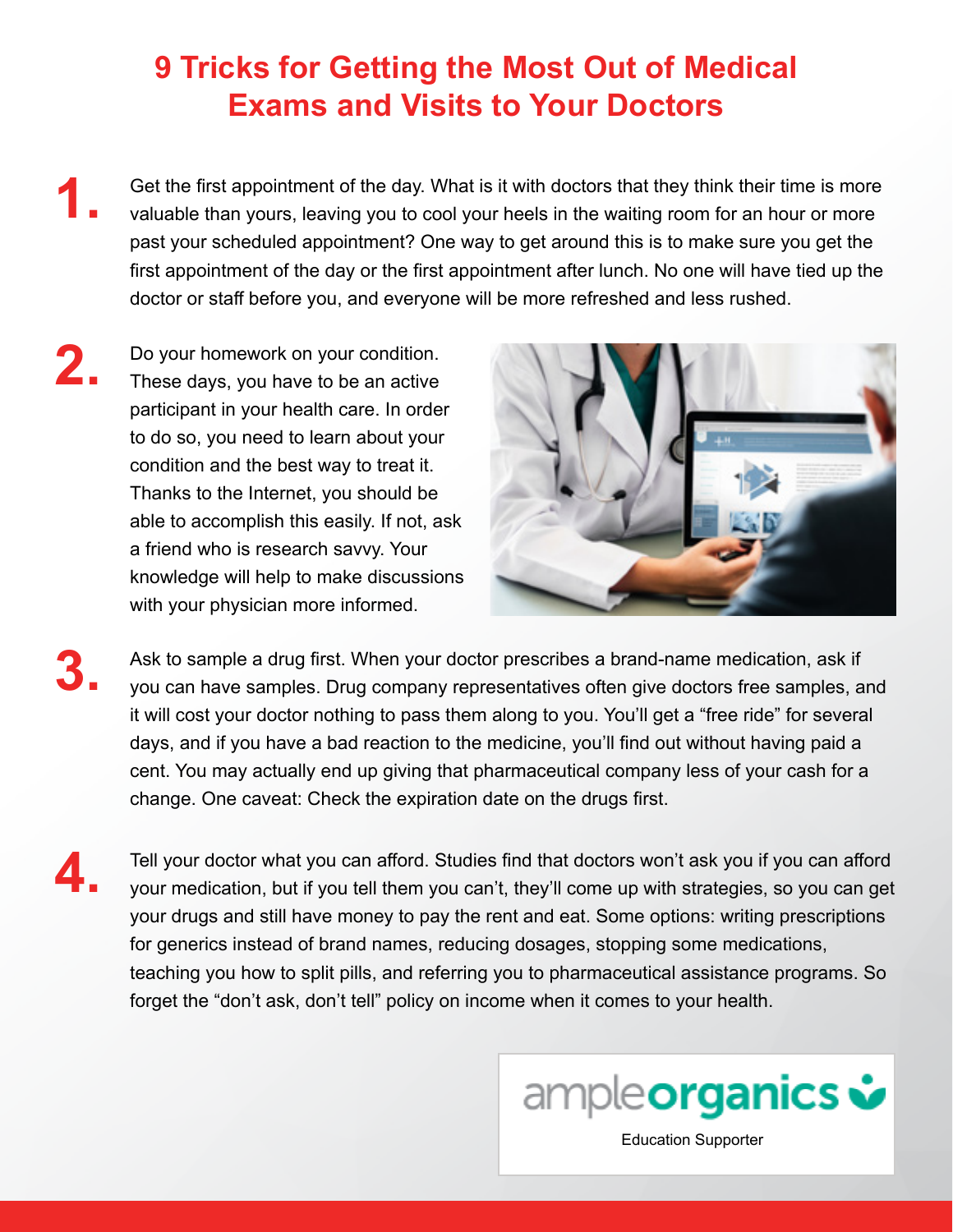# 9 Tricks for Getting the Most Out of Medical Exams and Visits to Your Doctors

1. Get the first appointment of the day. What is it with doctors that they think their time is more valuable than yours, leaving you to cool your heels in the waiting room for an hour or more past your scheduled appointment? One way to get around this is to make sure you get the first appointment of the day or the first appointment after lunch. No one will have tied up the doctor or staff before you, and everyone will be more refreshed and less rushed.

2. Do your homework on your condition. These days, you have to be an active participant in your health care. In order to do so, you need to learn about your condition and the best way to treat it. Thanks to the Internet, you should be able to accomplish this easily. If not, ask a friend who is research savvy. Your knowledge will help to make discussions with your physician more informed.

3. Ask to sample a drug first. When your doctor prescribes a brand-name medication, ask if you can have samples. Drug company representatives often give doctors free samples, and it will cost your doctor nothing to pass them along to you. You'll get a "free ride" for several days, and if you have a bad reaction to the medicine, you'll find out without having paid a cent. You may actually end up giving that pharmaceutical company less of your cash for a change. One caveat: Check the expiration date on the drugs first.

4. Tell your doctor what you can afford. Studies find that doctors won't ask you if you can afford your medication, but if you tell them you can't, they'll come up with strategies, so you can get your drugs and still have money to pay the rent and eat. Some options: writing prescriptions for generics instead of brand names, reducing dosages, stopping some medications, teaching you how to split pills, and referring you to pharmaceutical assistance programs. So forget the "don't ask, don't tell" policy on income when it comes to your health.

ampleorganics

Education Supporter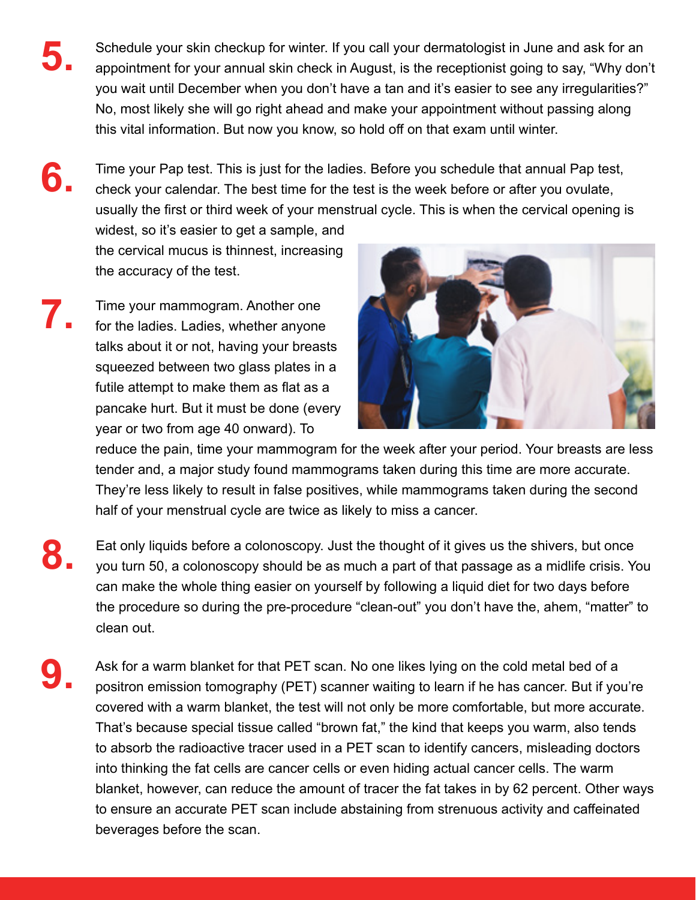**5.** Schedule your skin checkup for winter. If you call your dermatologist in June and ask for an appointment for your annual skin check in August, is the receptionist going to say, "Why don't you wait until December when you don't have a tan and it's easier to see any irregularities?" No, most likely she will go right ahead and make your appointment without passing along this vital information. But now you know, so hold off on that exam until winter.

**6.** Time your Pap test. This is just for the ladies. Before you schedule that annual Pap test, check your calendar. The best time for the test is the week before or after you ovulate, usually the first or third week of your menstrual cycle. This is when the cervical opening is widest, so it's easier to get a sample, and the cervical mucus is thinnest, increasing the accuracy of the test.

**7.** Time your mammogram. Another one for the ladies. Ladies, whether anyone talks about it or not, having your breasts squeezed between two glass plates in a futile attempt to make them as flat as a pancake hurt. But it must be done (every year or two from age 40 onward). To reduce the pain, time your mammogram for the week after your period. Your breasts are less tender and, a major study found mammograms taken during this time are more accurate. They're less likely to result in false positives, while mammograms taken during the second half of your menstrual cycle are twice as likely to miss a cancer.

**8.** Eat only liquids before a colonoscopy. Just the thought of it gives us the shivers, but once you turn 50, a colonoscopy should be as much a part of that passage as a midlife crisis. You can make the whole thing easier on yourself by following a liquid diet for two days before the procedure so during the pre-procedure "clean-out" you don't have the, ahem, "matter" to clean out.

**9.** Ask for a warm blanket for that PET scan. No one likes lying on the cold metal bed of a positron emission tomography (PET) scanner waiting to learn if he has cancer. But if you're covered with a warm blanket, the test will not only be more comfortable, but more accurate. That's because special tissue called "brown fat," the kind that keeps you warm, also tends to absorb the radioactive tracer used in a PET scan to identify cancers, misleading doctors into thinking the fat cells are cancer cells or even hiding actual cancer cells. The warm blanket, however, can reduce the amount of tracer the fat takes in by 62 percent. Other ways to ensure an accurate PET scan include abstaining from strenuous activity and caffeinated beverages before the scan.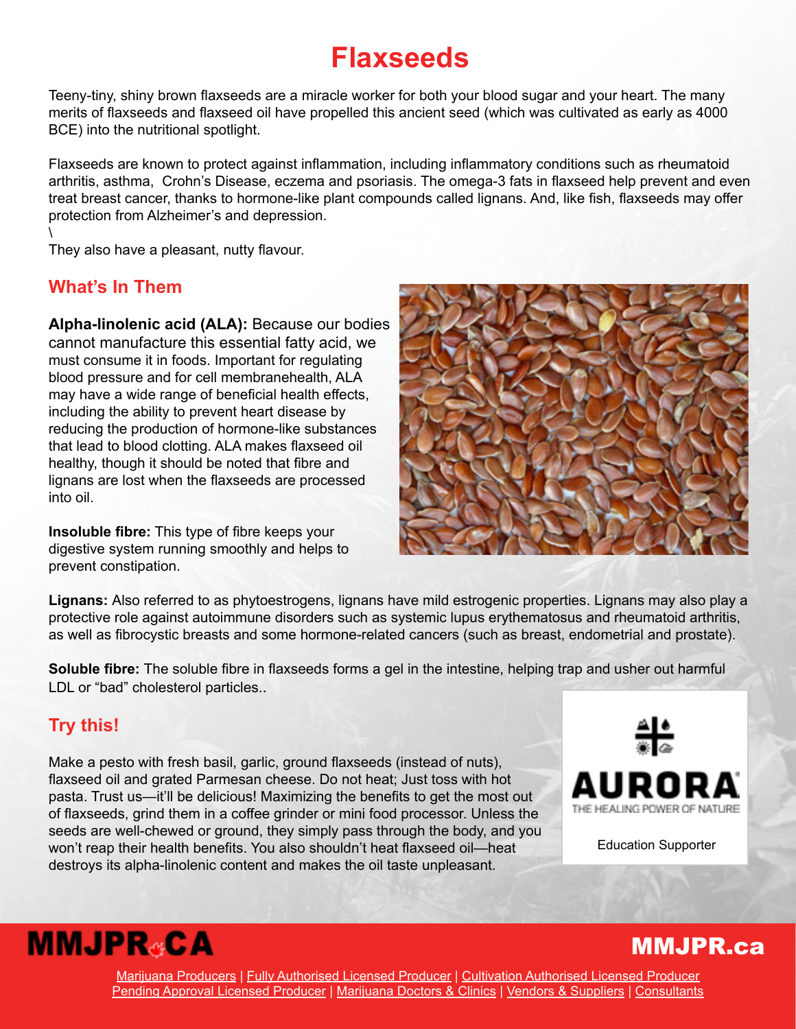# Flaxseeds

Teeny-tiny, shiny brown flaxseeds are a miracle worker for both your blood sugar and your heart. The many merits of flaxseeds and flaxseed oil have propelled this ancient seed (which was cultivated as early as 4000 BCE) into the nutritional spotlight.

Flaxseeds are known to protect against inflammation, including inflammatory conditions such as rheumatoid arthritis, asthma, Crohn's Disease, eczema and psoriasis. The omega-3 fats in flaxseed help prevent and even treat breast cancer, thanks to hormone-like plant compounds called lignans. And, like fish, flaxseeds may offer protection from Alzheimer's and depression.
\
They also have a pleasant, nutty flavour.

## What's In Them

**Alpha-linolenic acid (ALA):** Because our bodies cannot manufacture this essential fatty acid, we must consume it in foods. Important for regulating blood pressure and for cell membranehealth, ALA may have a wide range of beneficial health effects, including the ability to prevent heart disease by reducing the production of hormone-like substances that lead to blood clotting. ALA makes flaxseed oil healthy, though it should be noted that fibre and lignans are lost when the flaxseeds are processed into oil.

**Insoluble fibre:** This type of fibre keeps your digestive system running smoothly and helps to prevent constipation.

**Lignans:** Also referred to as phytoestrogens, lignans have mild estrogenic properties. Lignans may also play a protective role against autoimmune disorders such as systemic lupus erythematosus and rheumatoid arthritis, as well as fibrocystic breasts and some hormone-related cancers (such as breast, endometrial and prostate).

**Soluble fibre:** The soluble fibre in flaxseeds forms a gel in the intestine, helping trap and usher out harmful LDL or "bad" cholesterol particles..

## Try this!

Make a pesto with fresh basil, garlic, ground flaxseeds (instead of nuts), flaxseed oil and grated Parmesan cheese. Do not heat; Just toss with hot pasta. Trust us—it'll be delicious! Maximizing the benefits to get the most out of flaxseeds, grind them in a coffee grinder or mini food processor. Unless the seeds are well-chewed or ground, they simply pass through the body, and you won't reap their health benefits. You also shouldn't heat flaxseed oil—heat destroys its alpha-linolenic content and makes the oil taste unpleasant.

AURORA
THE HEALING POWER OF NATURE

Education Supporter

MMJPR.CA

MMJPR.ca

Marijuana Producers | Fully Authorised Licensed Producer | Cultivation Authorised Licensed Producer
Pending Approval Licensed Producer | Marijuana Doctors & Clinics | Vendors & Suppliers | Consultants